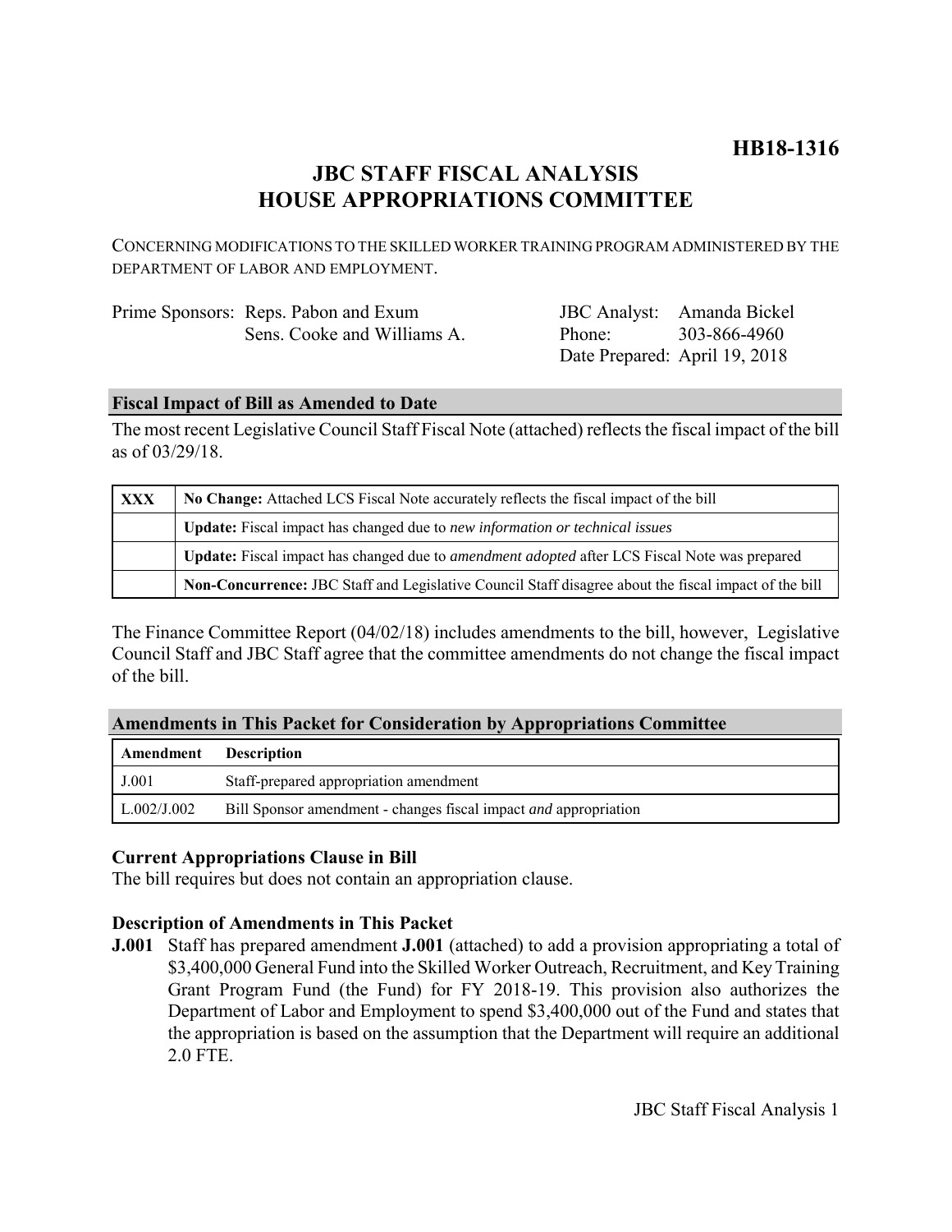# HB18-1316

## JBC STAFF FISCAL ANALYSIS
## HOUSE APPROPRIATIONS COMMITTEE

CONCERNING MODIFICATIONS TO THE SKILLED WORKER TRAINING PROGRAM ADMINISTERED BY THE DEPARTMENT OF LABOR AND EMPLOYMENT.

Prime Sponsors: Reps. Pabon and Exum
Sens. Cooke and Williams A.

JBC Analyst: Amanda Bickel
Phone: 303-866-4960
Date Prepared: April 19, 2018

### Fiscal Impact of Bill as Amended to Date

The most recent Legislative Council Staff Fiscal Note (attached) reflects the fiscal impact of the bill as of 03/29/18.

| | |
|---|---|
| XXX | **No Change:** Attached LCS Fiscal Note accurately reflects the fiscal impact of the bill |
| | **Update:** Fiscal impact has changed due to *new information or technical issues* |
| | **Update:** Fiscal impact has changed due to *amendment adopted* after LCS Fiscal Note was prepared |
| | **Non-Concurrence:** JBC Staff and Legislative Council Staff disagree about the fiscal impact of the bill |

The Finance Committee Report (04/02/18) includes amendments to the bill, however, Legislative Council Staff and JBC Staff agree that the committee amendments do not change the fiscal impact of the bill.

### Amendments in This Packet for Consideration by Appropriations Committee

| Amendment | Description |
|---|---|
| J.001 | Staff-prepared appropriation amendment |
| L.002/J.002 | Bill Sponsor amendment - changes fiscal impact *and* appropriation |

### Current Appropriations Clause in Bill

The bill requires but does not contain an appropriation clause.

### Description of Amendments in This Packet

**J.001** Staff has prepared amendment **J.001** (attached) to add a provision appropriating a total of $3,400,000 General Fund into the Skilled Worker Outreach, Recruitment, and Key Training Grant Program Fund (the Fund) for FY 2018-19. This provision also authorizes the Department of Labor and Employment to spend $3,400,000 out of the Fund and states that the appropriation is based on the assumption that the Department will require an additional 2.0 FTE.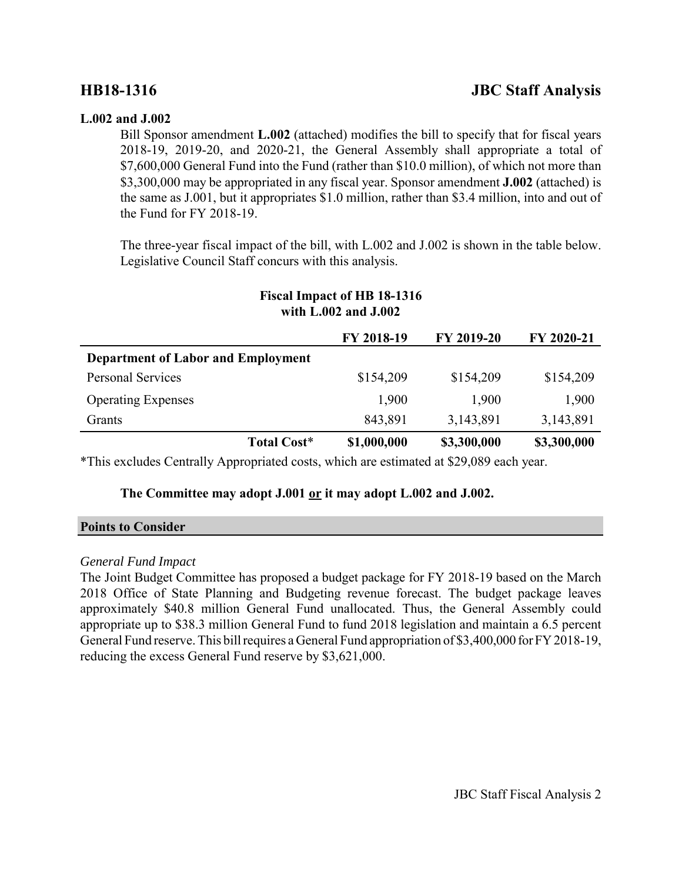# HB18-1316 JBC Staff Analysis

### L.002 and J.002

Bill Sponsor amendment **L.002** (attached) modifies the bill to specify that for fiscal years 2018-19, 2019-20, and 2020-21, the General Assembly shall appropriate a total of $7,600,000 General Fund into the Fund (rather than $10.0 million), of which not more than $3,300,000 may be appropriated in any fiscal year. Sponsor amendment **J.002** (attached) is the same as J.001, but it appropriates $1.0 million, rather than $3.4 million, into and out of the Fund for FY 2018-19.

The three-year fiscal impact of the bill, with L.002 and J.002 is shown in the table below. Legislative Council Staff concurs with this analysis.

**Fiscal Impact of HB 18-1316 with L.002 and J.002**

| | FY 2018-19 | FY 2019-20 | FY 2020-21 |
|---|---|---|---|
| **Department of Labor and Employment** | | | |
| Personal Services | $154,209 | $154,209 | $154,209 |
| Operating Expenses | 1,900 | 1,900 | 1,900 |
| Grants | 843,891 | 3,143,891 | 3,143,891 |
| **Total Cost*** | **$1,000,000** | **$3,300,000** | **$3,300,000** |

*This excludes Centrally Appropriated costs, which are estimated at $29,089 each year.

**The Committee may adopt J.001 <u>or</u> it may adopt L.002 and J.002.**

## Points to Consider

*General Fund Impact*

The Joint Budget Committee has proposed a budget package for FY 2018-19 based on the March 2018 Office of State Planning and Budgeting revenue forecast. The budget package leaves approximately $40.8 million General Fund unallocated. Thus, the General Assembly could appropriate up to $38.3 million General Fund to fund 2018 legislation and maintain a 6.5 percent General Fund reserve. This bill requires a General Fund appropriation of $3,400,000 for FY 2018-19, reducing the excess General Fund reserve by $3,621,000.